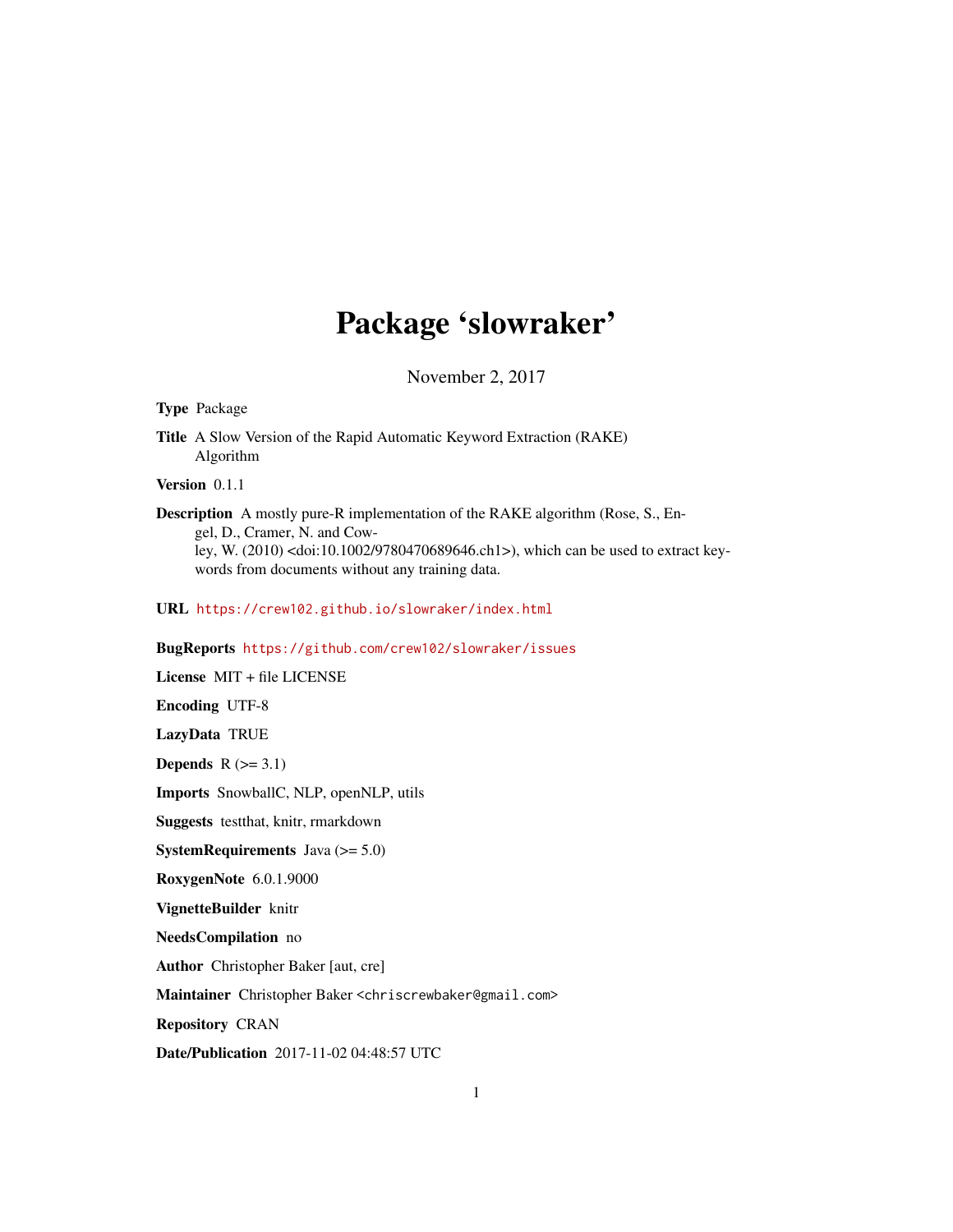# Package 'slowraker'

November 2, 2017

**Type** Package

**Title** A Slow Version of the Rapid Automatic Keyword Extraction (RAKE) Algorithm

**Version** 0.1.1

**Description** A mostly pure-R implementation of the RAKE algorithm (Rose, S., Engel, D., Cramer, N. and Cowley, W. (2010) <doi:10.1002/9780470689646.ch1>), which can be used to extract keywords from documents without any training data.

**URL** https://crew102.github.io/slowraker/index.html

**BugReports** https://github.com/crew102/slowraker/issues

**License** MIT + file LICENSE

**Encoding** UTF-8

**LazyData** TRUE

**Depends** R (>= 3.1)

**Imports** SnowballC, NLP, openNLP, utils

**Suggests** testthat, knitr, rmarkdown

**SystemRequirements** Java (>= 5.0)

**RoxygenNote** 6.0.1.9000

**VignetteBuilder** knitr

**NeedsCompilation** no

**Author** Christopher Baker [aut, cre]

**Maintainer** Christopher Baker <chriscrewbaker@gmail.com>

**Repository** CRAN

**Date/Publication** 2017-11-02 04:48:57 UTC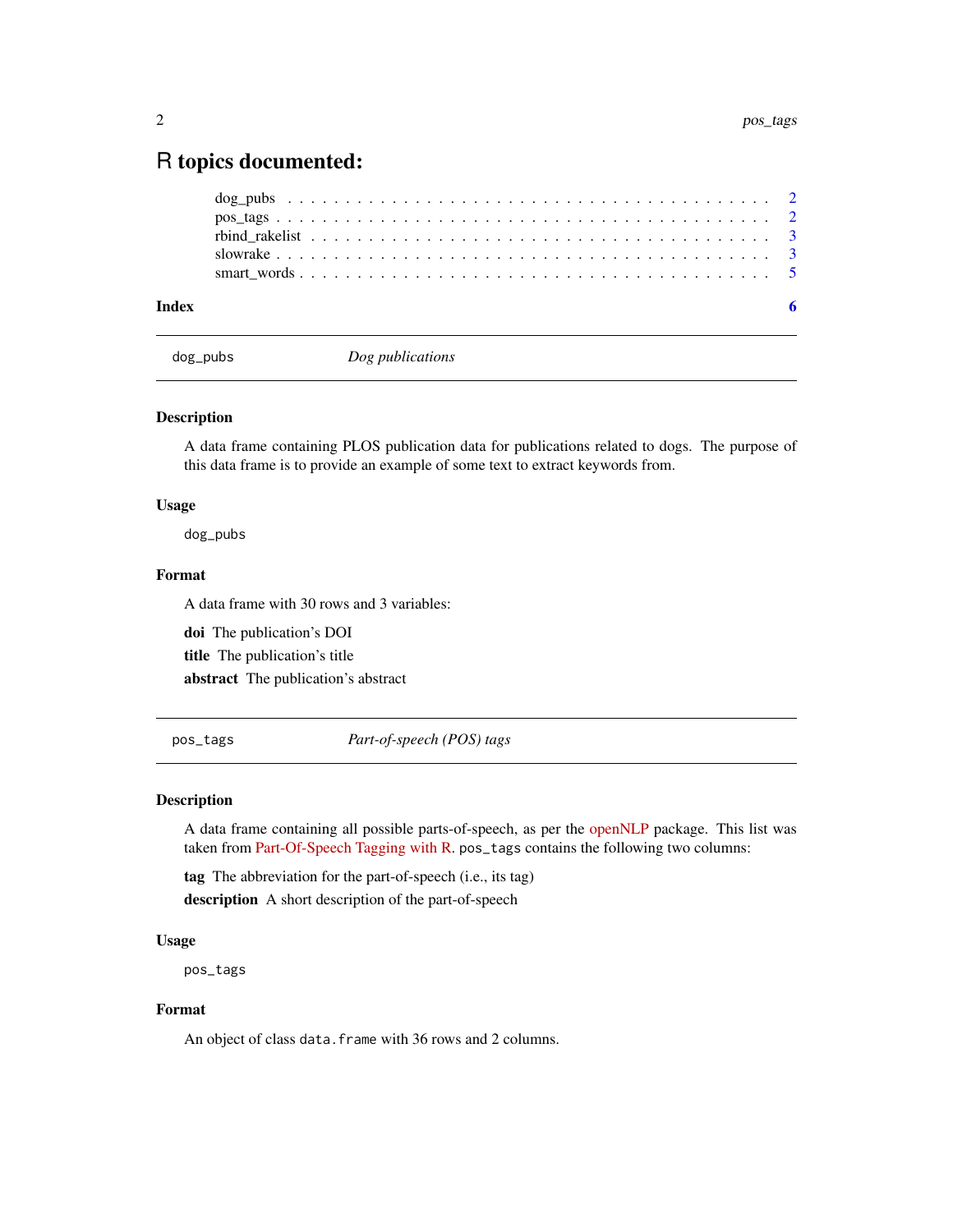# R topics documented:

- dog_pubs . . . . . . . . . . . . . . . . . . . . . . . . . . . . . . . . . . . . . . . . 2
- pos_tags . . . . . . . . . . . . . . . . . . . . . . . . . . . . . . . . . . . . . . . . 2
- rbind_rakelist . . . . . . . . . . . . . . . . . . . . . . . . . . . . . . . . . . . . . 3
- slowrake . . . . . . . . . . . . . . . . . . . . . . . . . . . . . . . . . . . . . . . . 3
- smart_words . . . . . . . . . . . . . . . . . . . . . . . . . . . . . . . . . . . . . . 5

**Index** 6

---

## dog_pubs — *Dog publications*

---

### Description

A data frame containing PLOS publication data for publications related to dogs. The purpose of this data frame is to provide an example of some text to extract keywords from.

### Usage

```
dog_pubs
```

### Format

A data frame with 30 rows and 3 variables:

**doi** The publication's DOI

**title** The publication's title

**abstract** The publication's abstract

---

## pos_tags — *Part-of-speech (POS) tags*

---

### Description

A data frame containing all possible parts-of-speech, as per the openNLP package. This list was taken from Part-Of-Speech Tagging with R. `pos_tags` contains the following two columns:

**tag** The abbreviation for the part-of-speech (i.e., its tag)

**description** A short description of the part-of-speech

### Usage

```
pos_tags
```

### Format

An object of class `data.frame` with 36 rows and 2 columns.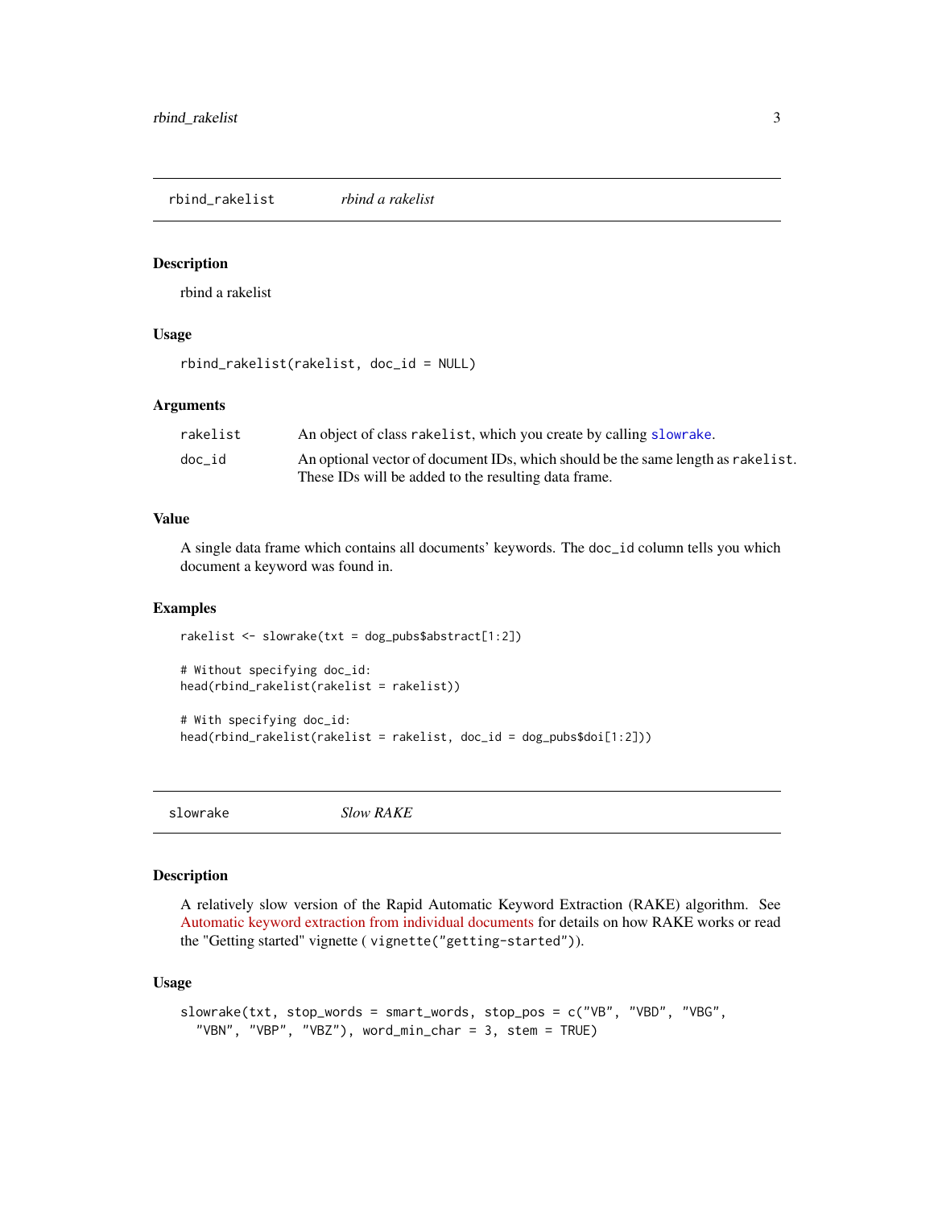## rbind_rakelist *rbind a rakelist*

### Description

rbind a rakelist

### Usage

```
rbind_rakelist(rakelist, doc_id = NULL)
```

### Arguments

| | |
|---|---|
| rakelist | An object of class `rakelist`, which you create by calling `slowrake`. |
| doc_id | An optional vector of document IDs, which should be the same length as `rakelist`. These IDs will be added to the resulting data frame. |

### Value

A single data frame which contains all documents' keywords. The `doc_id` column tells you which document a keyword was found in.

### Examples

```
rakelist <- slowrake(txt = dog_pubs$abstract[1:2])

# Without specifying doc_id:
head(rbind_rakelist(rakelist = rakelist))

# With specifying doc_id:
head(rbind_rakelist(rakelist = rakelist, doc_id = dog_pubs$doi[1:2]))
```

## slowrake *Slow RAKE*

### Description

A relatively slow version of the Rapid Automatic Keyword Extraction (RAKE) algorithm. See Automatic keyword extraction from individual documents for details on how RAKE works or read the "Getting started" vignette ( `vignette("getting-started")`).

### Usage

```
slowrake(txt, stop_words = smart_words, stop_pos = c("VB", "VBD", "VBG",
  "VBN", "VBP", "VBZ"), word_min_char = 3, stem = TRUE)
```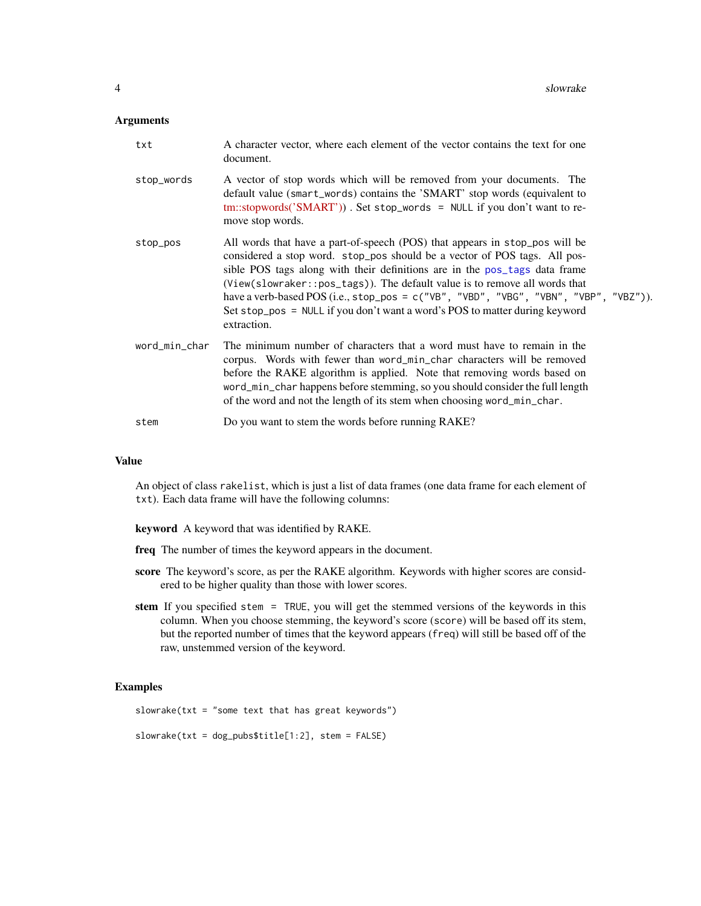### Arguments

- **txt**: A character vector, where each element of the vector contains the text for one document.
- **stop_words**: A vector of stop words which will be removed from your documents. The default value (`smart_words`) contains the 'SMART' stop words (equivalent to tm::stopwords('SMART')) . Set `stop_words = NULL` if you don't want to remove stop words.
- **stop_pos**: All words that have a part-of-speech (POS) that appears in `stop_pos` will be considered a stop word. `stop_pos` should be a vector of POS tags. All possible POS tags along with their definitions are in the `pos_tags` data frame (`View(slowraker::pos_tags)`). The default value is to remove all words that have a verb-based POS (i.e., `stop_pos = c("VB", "VBD", "VBG", "VBN", "VBP", "VBZ")`). Set `stop_pos = NULL` if you don't want a word's POS to matter during keyword extraction.
- **word_min_char**: The minimum number of characters that a word must have to remain in the corpus. Words with fewer than `word_min_char` characters will be removed before the RAKE algorithm is applied. Note that removing words based on `word_min_char` happens before stemming, so you should consider the full length of the word and not the length of its stem when choosing `word_min_char`.
- **stem**: Do you want to stem the words before running RAKE?

### Value

An object of class `rakelist`, which is just a list of data frames (one data frame for each element of `txt`). Each data frame will have the following columns:

**keyword** A keyword that was identified by RAKE.

**freq** The number of times the keyword appears in the document.

**score** The keyword's score, as per the RAKE algorithm. Keywords with higher scores are considered to be higher quality than those with lower scores.

**stem** If you specified `stem = TRUE`, you will get the stemmed versions of the keywords in this column. When you choose stemming, the keyword's score (`score`) will be based off its stem, but the reported number of times that the keyword appears (`freq`) will still be based off of the raw, unstemmed version of the keyword.

### Examples

```
slowrake(txt = "some text that has great keywords")

slowrake(txt = dog_pubs$title[1:2], stem = FALSE)
```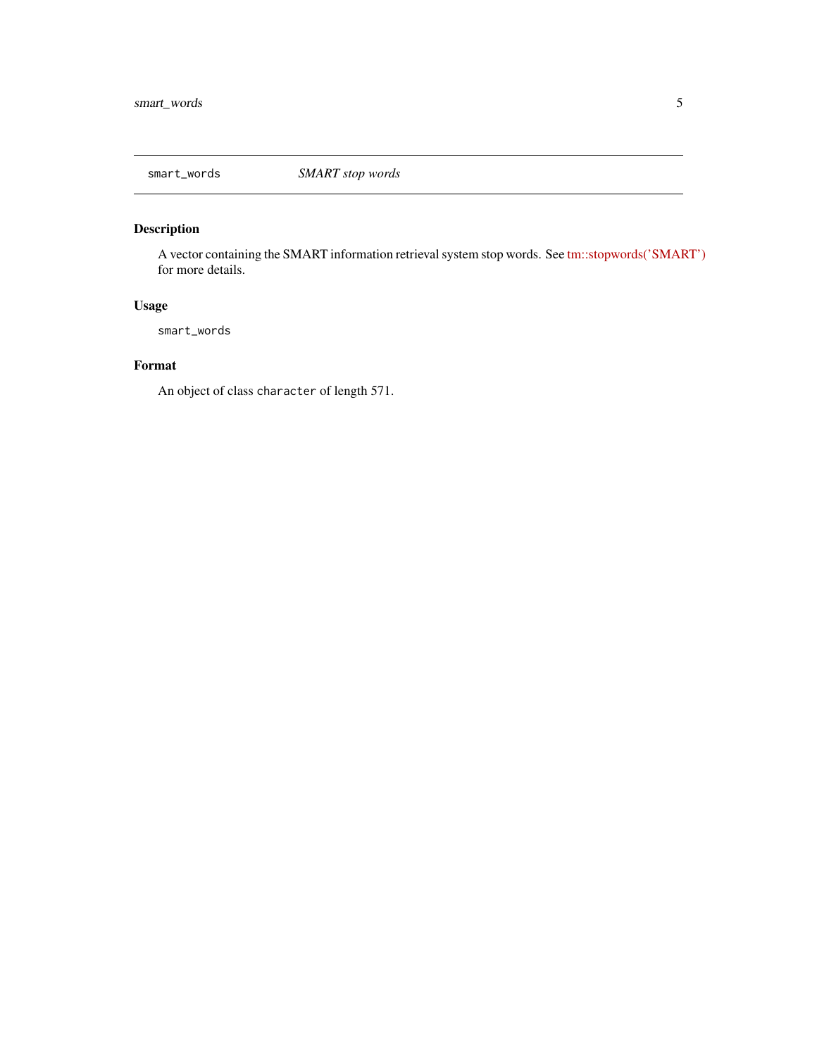## smart_words    *SMART stop words*

### Description

A vector containing the SMART information retrieval system stop words. See tm::stopwords('SMART') for more details.

### Usage

```
smart_words
```

### Format

An object of class `character` of length 571.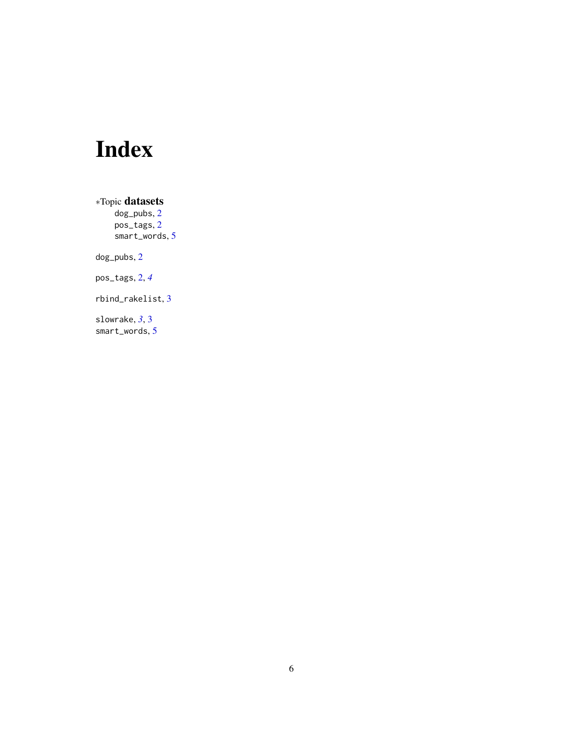# Index

*Topic **datasets**

dog_pubs, 2
pos_tags, 2
smart_words, 5

dog_pubs, 2

pos_tags, 2, *4*

rbind_rakelist, 3

slowrake, *3*, 3
smart_words, 5